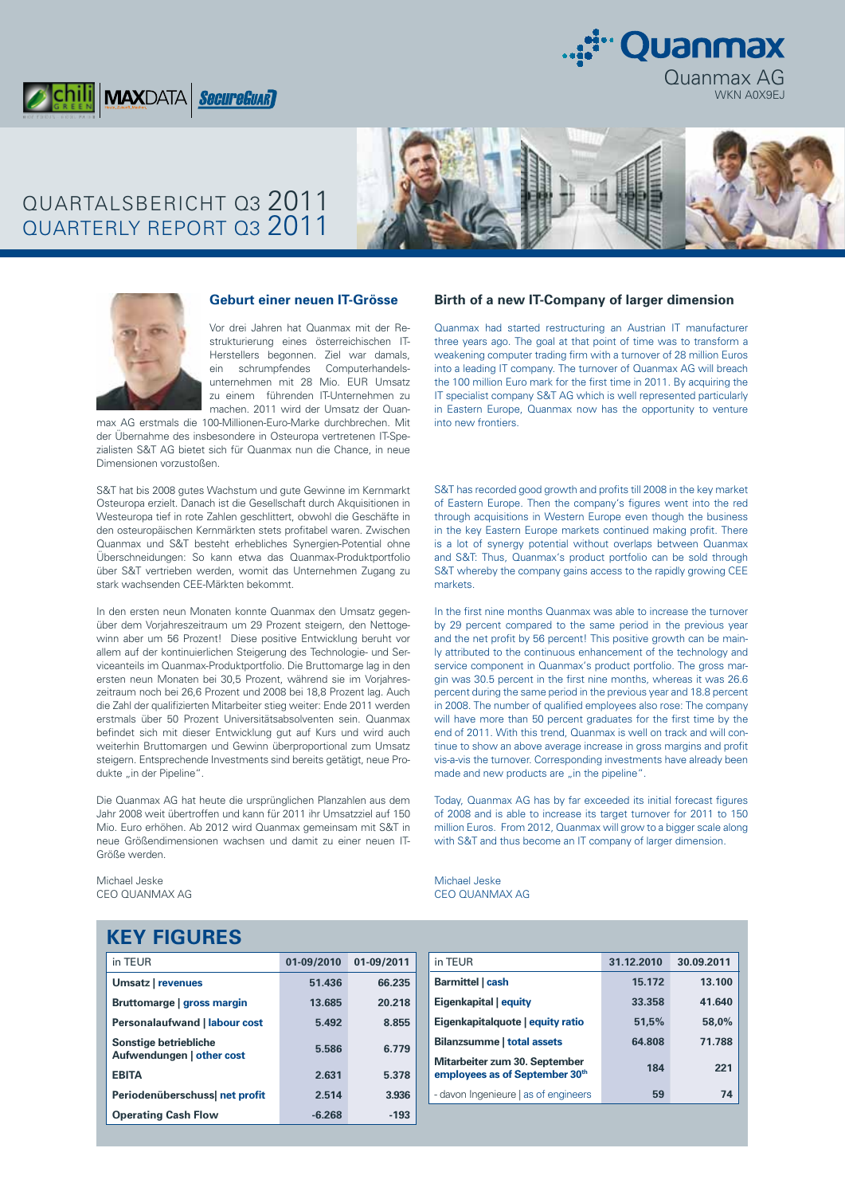Quanmax

Quanmax AG
WKN A0X9EJ

chili GREEN | MAXDATA | SecureGUARD

# QUARTALSBERICHT Q3 2011
# QUARTERLY REPORT Q3 2011

## Geburt einer neuen IT-Grösse

Vor drei Jahren hat Quanmax mit der Restrukturierung eines österreichischen IT-Herstellers begonnen. Ziel war damals, ein schrumpfendes Computerhandelsunternehmen mit 28 Mio. EUR Umsatz zu einem führenden IT-Unternehmen zu machen. 2011 wird der Umsatz der Quanmax AG erstmals die 100-Millionen-Euro-Marke durchbrechen. Mit der Übernahme des insbesondere in Osteuropa vertretenen IT-Spezialisten S&T AG bietet sich für Quanmax nun die Chance, in neue Dimensionen vorzustoßen.

S&T hat bis 2008 gutes Wachstum und gute Gewinne im Kernmarkt Osteuropa erzielt. Danach ist die Gesellschaft durch Akquisitionen in Westeuropa tief in rote Zahlen geschlittert, obwohl die Geschäfte in den osteuropäischen Kernmärkten stets profitabel waren. Zwischen Quanmax und S&T besteht erhebliches Synergien-Potential ohne Überschneidungen: So kann etwa das Quanmax-Produktportfolio über S&T vertrieben werden, womit das Unternehmen Zugang zu stark wachsenden CEE-Märkten bekommt.

In den ersten neun Monaten konnte Quanmax den Umsatz gegenüber dem Vorjahreszeitraum um 29 Prozent steigern, den Nettogewinn aber um 56 Prozent! Diese positive Entwicklung beruht vor allem auf der kontinuierlichen Steigerung des Technologie- und Serviceanteils im Quanmax-Produktportfolio. Die Bruttomarge lag in den ersten neun Monaten bei 30,5 Prozent, während sie im Vorjahreszeitraum noch bei 26,6 Prozent und 2008 bei 18,8 Prozent lag. Auch die Zahl der qualifizierten Mitarbeiter stieg weiter: Ende 2011 werden erstmals über 50 Prozent Universitätsabsolventen sein. Quanmax befindet sich mit dieser Entwicklung gut auf Kurs und wird auch weiterhin Bruttomargen und Gewinn überproportional zum Umsatz steigern. Entsprechende Investments sind bereits getätigt, neue Produkte „in der Pipeline".

Die Quanmax AG hat heute die ursprünglichen Planzahlen aus dem Jahr 2008 weit übertroffen und kann für 2011 ihr Umsatzziel auf 150 Mio. Euro erhöhen. Ab 2012 wird Quanmax gemeinsam mit S&T in neue Größendimensionen wachsen und damit zu einer neuen IT-Größe werden.

Michael Jeske
CEO QUANMAX AG

## Birth of a new IT-Company of larger dimension

Quanmax had started restructuring an Austrian IT manufacturer three years ago. The goal at that point of time was to transform a weakening computer trading firm with a turnover of 28 million Euros into a leading IT company. The turnover of Quanmax AG will breach the 100 million Euro mark for the first time in 2011. By acquiring the IT specialist company S&T AG which is well represented particularly in Eastern Europe, Quanmax now has the opportunity to venture into new frontiers.

S&T has recorded good growth and profits till 2008 in the key market of Eastern Europe. Then the company's figures went into the red through acquisitions in Western Europe even though the business in the key Eastern Europe markets continued making profit. There is a lot of synergy potential without overlaps between Quanmax and S&T: Thus, Quanmax's product portfolio can be sold through S&T whereby the company gains access to the rapidly growing CEE markets.

In the first nine months Quanmax was able to increase the turnover by 29 percent compared to the same period in the previous year and the net profit by 56 percent! This positive growth can be mainly attributed to the continuous enhancement of the technology and service component in Quanmax's product portfolio. The gross margin was 30.5 percent in the first nine months, whereas it was 26.6 percent during the same period in the previous year and 18.8 percent in 2008. The number of qualified employees also rose: The company will have more than 50 percent graduates for the first time by the end of 2011. With this trend, Quanmax is well on track and will continue to show an above average increase in gross margins and profit vis-a-vis the turnover. Corresponding investments have already been made and new products are „in the pipeline".

Today, Quanmax AG has by far exceeded its initial forecast figures of 2008 and is able to increase its target turnover for 2011 to 150 million Euros. From 2012, Quanmax will grow to a bigger scale along with S&T and thus become an IT company of larger dimension.

Michael Jeske
CEO QUANMAX AG

## KEY FIGURES

| in TEUR | 01-09/2010 | 01-09/2011 |
|---|---|---|
| **Umsatz \| revenues** | 51.436 | 66.235 |
| **Bruttomarge \| gross margin** | 13.685 | 20.218 |
| **Personalaufwand \| labour cost** | 5.492 | 8.855 |
| **Sonstige betriebliche Aufwendungen \| other cost** | 5.586 | 6.779 |
| **EBITA** | 2.631 | 5.378 |
| **Periodenüberschuss\| net profit** | 2.514 | 3.936 |
| **Operating Cash Flow** | -6.268 | -193 |

| in TEUR | 31.12.2010 | 30.09.2011 |
|---|---|---|
| **Barmittel \| cash** | 15.172 | 13.100 |
| **Eigenkapital \| equity** | 33.358 | 41.640 |
| **Eigenkapitalquote \| equity ratio** | 51,5% | 58,0% |
| **Bilanzsumme \| total assets** | 64.808 | 71.788 |
| **Mitarbeiter zum 30. September employees as of September 30th** | 184 | 221 |
| - davon Ingenieure \| as of engineers | 59 | 74 |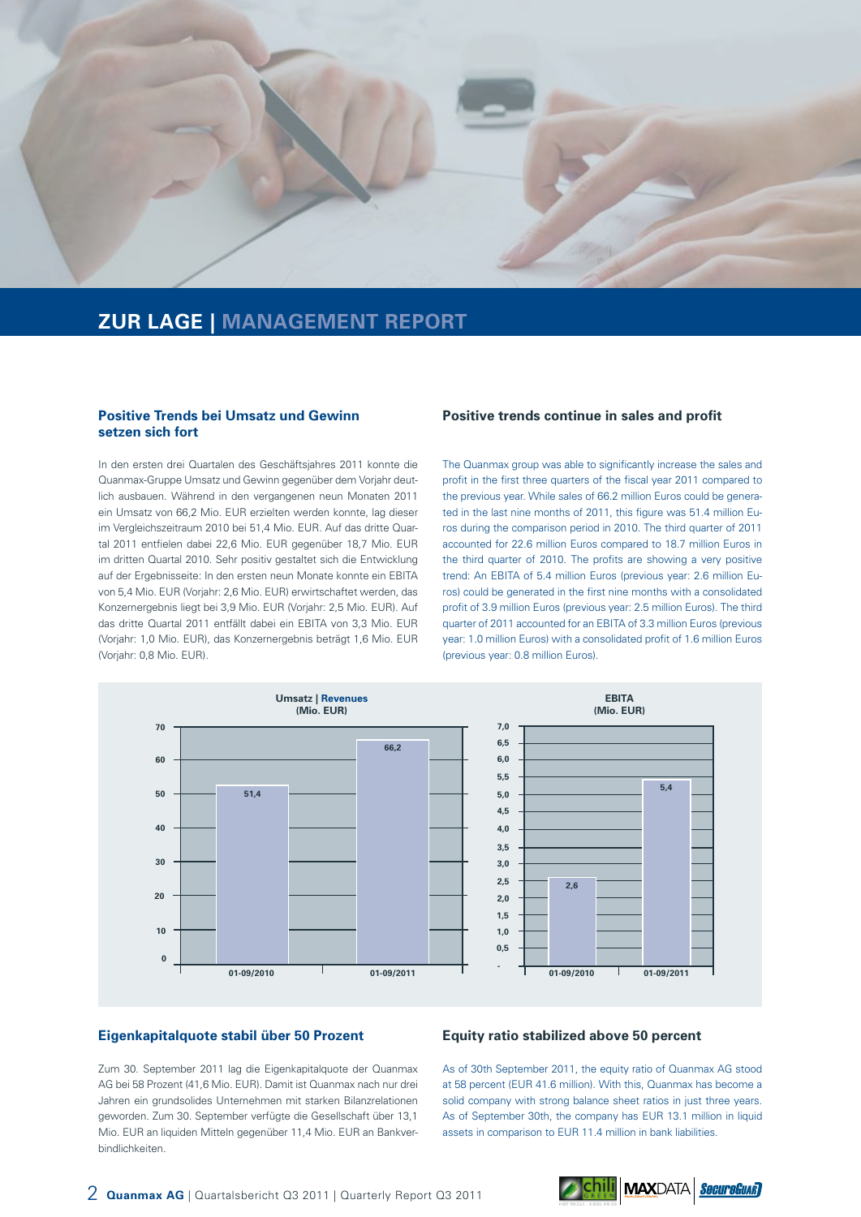## ZUR LAGE | MANAGEMENT REPORT

### Positive Trends bei Umsatz und Gewinn setzen sich fort

In den ersten drei Quartalen des Geschäftsjahres 2011 konnte die Quanmax-Gruppe Umsatz und Gewinn gegenüber dem Vorjahr deutlich ausbauen. Während in den vergangenen neun Monaten 2011 ein Umsatz von 66,2 Mio. EUR erzielten werden konnte, lag dieser im Vergleichszeitraum 2010 bei 51,4 Mio. EUR. Auf das dritte Quartal 2011 entfielen dabei 22,6 Mio. EUR gegenüber 18,7 Mio. EUR im dritten Quartal 2010. Sehr positiv gestaltet sich die Entwicklung auf der Ergebnisseite: In den ersten neun Monaten konnte ein EBITA von 5,4 Mio. EUR (Vorjahr: 2,6 Mio. EUR) erwirtschaftet werden, das Konzernergebnis liegt bei 3,9 Mio. EUR (Vorjahr: 2,5 Mio. EUR). Auf das dritte Quartal 2011 entfällt dabei ein EBITA von 3,3 Mio. EUR (Vorjahr: 1,0 Mio. EUR), das Konzernergebnis beträgt 1,6 Mio. EUR (Vorjahr: 0,8 Mio. EUR).

### Positive trends continue in sales and profit

The Quanmax group was able to significantly increase the sales and profit in the first three quarters of the fiscal year 2011 compared to the previous year. While sales of 66.2 million Euros could be generated in the last nine months of 2011, this figure was 51.4 million Euros during the comparison period in 2010. The third quarter of 2011 accounted for 22.6 million Euros compared to 18.7 million Euros in the third quarter of 2010. The profits are showing a very positive trend: An EBITA of 5.4 million Euros (previous year: 2.6 million Euros) could be generated in the first nine months with a consolidated profit of 3.9 million Euros (previous year: 2.5 million Euros). The third quarter of 2011 accounted for an EBITA of 3.3 million Euros (previous year: 1.0 million Euros) with a consolidated profit of 1.6 million Euros (previous year: 0.8 million Euros).

**Umsatz | Revenues (Mio. EUR)**

| Period | Value |
|---|---|
| 01-09/2010 | 51,4 |
| 01-09/2011 | 66,2 |

**EBITA (Mio. EUR)**

| Period | Value |
|---|---|
| 01-09/2010 | 2,6 |
| 01-09/2011 | 5,4 |

### Eigenkapitalquote stabil über 50 Prozent

Zum 30. September 2011 lag die Eigenkapitalquote der Quanmax AG bei 58 Prozent (41,6 Mio. EUR). Damit ist Quanmax nach nur drei Jahren ein grundsolides Unternehmen mit starken Bilanzrelationen geworden. Zum 30. September verfügte die Gesellschaft über 13,1 Mio. EUR an liquiden Mitteln gegenüber 11,4 Mio. EUR an Bankverbindlichkeiten.

### Equity ratio stabilized above 50 percent

As of 30th September 2011, the equity ratio of Quanmax AG stood at 58 percent (EUR 41.6 million). With this, Quanmax has become a solid company with strong balance sheet ratios in just three years. As of September 30th, the company has EUR 13.1 million in liquid assets in comparison to EUR 11.4 million in bank liabilities.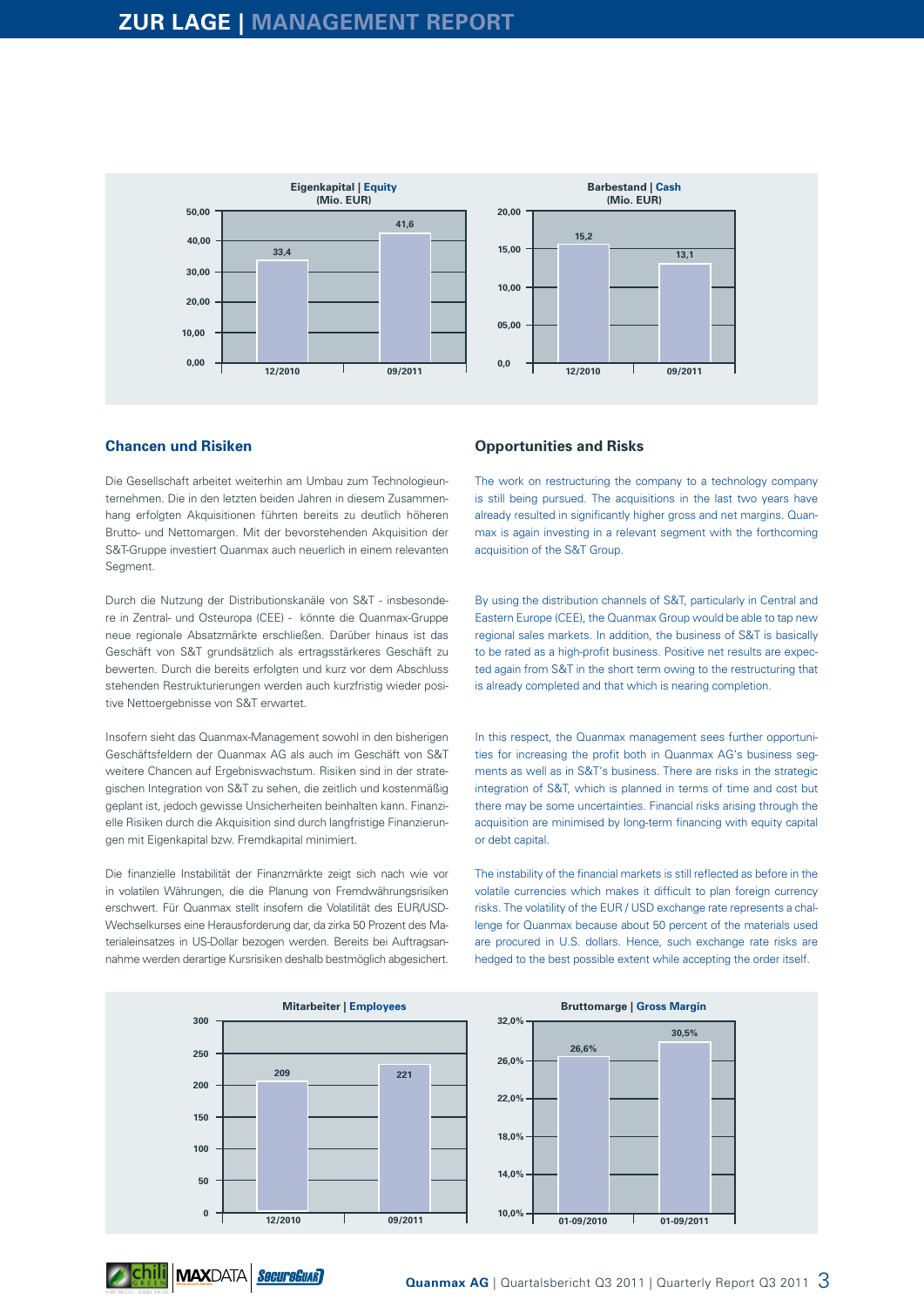**Eigenkapital | Equity**
(Mio. EUR)

| | 12/2010 | 09/2011 |
|---|---|---|
| Eigenkapital \| Equity | 33,4 | 41,6 |

**Barbestand | Cash**
(Mio. EUR)

| | 12/2010 | 09/2011 |
|---|---|---|
| Barbestand \| Cash | 15,2 | 13,1 |

## Chancen und Risiken

Die Gesellschaft arbeitet weiterhin am Umbau zum Technologieunternehmen. Die in den letzten beiden Jahren in diesem Zusammenhang erfolgten Akquisitionen führten bereits zu deutlich höheren Brutto- und Nettomargen. Mit der bevorstehenden Akquisition der S&T-Gruppe investiert Quanmax auch neuerlich in einem relevanten Segment.

Durch die Nutzung der Distributionskanäle von S&T - insbesondere in Zentral- und Osteuropa (CEE) - könnte die Quanmax-Gruppe neue regionale Absatzmärkte erschließen. Darüber hinaus ist das Geschäft von S&T grundsätzlich als ertragsstärkeres Geschäft zu bewerten. Durch die bereits erfolgten und kurz vor dem Abschluss stehenden Restrukturierungen werden auch kurzfristig wieder positive Nettoergebnisse von S&T erwartet.

Insofern sieht das Quanmax-Management sowohl in den bisherigen Geschäftsfeldern der Quanmax AG als auch im Geschäft von S&T weitere Chancen auf Ergebniswachstum. Risiken sind in der strategischen Integration von S&T zu sehen, die zeitlich und kostenmäßig geplant ist, jedoch gewisse Unsicherheiten beinhalten kann. Finanzielle Risiken durch die Akquisition sind durch langfristige Finanzierungen mit Eigenkapital bzw. Fremdkapital minimiert.

Die finanzielle Instabilität der Finanzmärkte zeigt sich nach wie vor in volatilen Währungen, die die Planung von Fremdwährungsrisiken erschwert. Für Quanmax stellt insofern die Volatilität des EUR/USD-Wechselkurses eine Herausforderung dar, da zirka 50 Prozent des Materialeinsatzes in US-Dollar bezogen werden. Bereits bei Auftragsannahme werden derartige Kursrisiken deshalb bestmöglich abgesichert.

## Opportunities and Risks

The work on restructuring the company to a technology company is still being pursued. The acquisitions in the last two years have already resulted in significantly higher gross and net margins. Quanmax is again investing in a relevant segment with the forthcoming acquisition of the S&T Group.

By using the distribution channels of S&T, particularly in Central and Eastern Europe (CEE), the Quanmax Group would be able to tap new regional sales markets. In addition, the business of S&T is basically to be rated as a high-profit business. Positive net results are expected again from S&T in the short term owing to the restructuring that is already completed and that which is nearing completion.

In this respect, the Quanmax management sees further opportunities for increasing the profit both in Quanmax AG's business segments as well as in S&T's business. There are risks in the strategic integration of S&T, which is planned in terms of time and cost but there may be some uncertainties. Financial risks arising through the acquisition are minimised by long-term financing with equity capital or debt capital.

The instability of the financial markets is still reflected as before in the volatile currencies which makes it difficult to plan foreign currency risks. The volatility of the EUR / USD exchange rate represents a challenge for Quanmax because about 50 percent of the materials used are procured in U.S. dollars. Hence, such exchange rate risks are hedged to the best possible extent while accepting the order itself.

**Mitarbeiter | Employees**

| | 12/2010 | 09/2011 |
|---|---|---|
| Mitarbeiter \| Employees | 209 | 221 |

**Bruttomarge | Gross Margin**

| | 01-09/2010 | 01-09/2011 |
|---|---|---|
| Bruttomarge \| Gross Margin | 26,6% | 30,5% |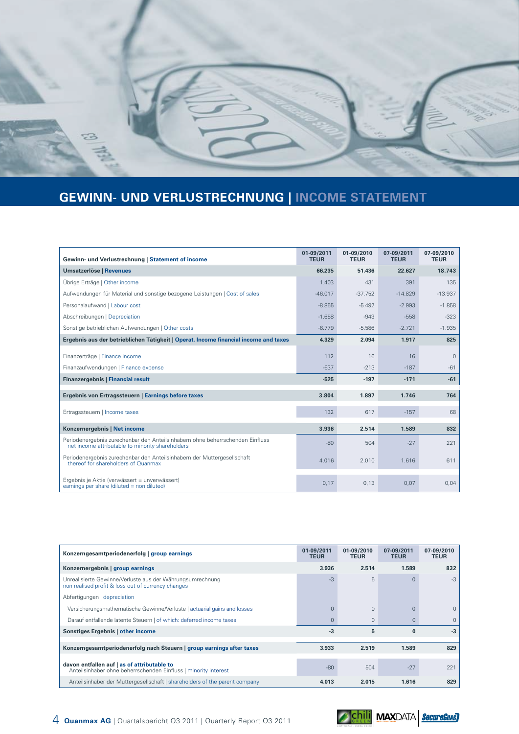## GEWINN- UND VERLUSTRECHNUNG | INCOME STATEMENT

| Gewinn- und Verlustrechnung \| Statement of income | 01-09/2011 TEUR | 01-09/2010 TEUR | 07-09/2011 TEUR | 07-09/2010 TEUR |
|---|---|---|---|---|
| **Umsatzerlöse \| Revenues** | **66.235** | **51.436** | **22.627** | **18.743** |
| Übrige Erträge \| Other income | 1.403 | 431 | 391 | 135 |
| Aufwendungen für Material und sonstige bezogene Leistungen \| Cost of sales | -46.017 | -37.752 | -14.829 | -13.937 |
| Personalaufwand \| Labour cost | -8.855 | -5.492 | -2.993 | -1.858 |
| Abschreibungen \| Depreciation | -1.658 | -943 | -558 | -323 |
| Sonstige betrieblichen Aufwendungen \| Other costs | -6.779 | -5.586 | -2.721 | -1.935 |
| **Ergebnis aus der betrieblichen Tätigkeit \| Operat. Income financial income and taxes** | **4.329** | **2.094** | **1.917** | **825** |
| Finanzerträge \| Finance income | 112 | 16 | 16 | 0 |
| Finanzaufwendungen \| Finance expense | -637 | -213 | -187 | -61 |
| **Finanzergebnis \| Financial result** | **-525** | **-197** | **-171** | **-61** |
| **Ergebnis von Ertragssteuern \| Earnings before taxes** | **3.804** | **1.897** | **1.746** | **764** |
| Ertragssteuern \| Income taxes | 132 | 617 | -157 | 68 |
| **Konzernergebnis \| Net income** | **3.936** | **2.514** | **1.589** | **832** |
| Periodenergebnis zurechenbar den Anteilsinhabern ohne beherrschenden Einfluss net income attributable to minority shareholders | -80 | 504 | -27 | 221 |
| Periodenergebnis zurechenbar den Anteilsinhabern der Muttergesellschaft thereof for shareholders of Quanmax | 4.016 | 2.010 | 1.616 | 611 |
| Ergebnis je Aktie (verwässert = unverwässert) earnings per share (diluted = non diluted) | 0,17 | 0,13 | 0,07 | 0,04 |

| Konzerngesamtperiodenerfolg \| group earnings | 01-09/2011 TEUR | 01-09/2010 TEUR | 07-09/2011 TEUR | 07-09/2010 TEUR |
|---|---|---|---|---|
| **Konzernergebnis \| group earnings** | **3.936** | **2.514** | **1.589** | **832** |
| Unrealisierte Gewinne/Verluste aus der Währungsumrechnung non realised profit & loss out of currency changes | -3 | 5 | 0 | -3 |
| Abfertigungen \| depreciation | | | | |
| Versicherungsmathematische Gewinne/Verluste \| actuarial gains and losses | 0 | 0 | 0 | 0 |
| Darauf entfallende latente Steuern \| of which: deferred income taxes | 0 | 0 | 0 | 0 |
| **Sonstiges Ergebnis \| other income** | **-3** | **5** | **0** | **-3** |
| **Konzerngesamtperiodenerfolg nach Steuern \| group earnings after taxes** | **3.933** | **2.519** | **1.589** | **829** |
| **davon entfallen auf \| as of attributable to** Anteilsinhaber ohne beherrschenden Einfluss \| minority interest | -80 | 504 | -27 | 221 |
| Anteilsinhaber der Muttergesellschaft \| shareholders of the parent company | **4.013** | **2.015** | **1.616** | **829** |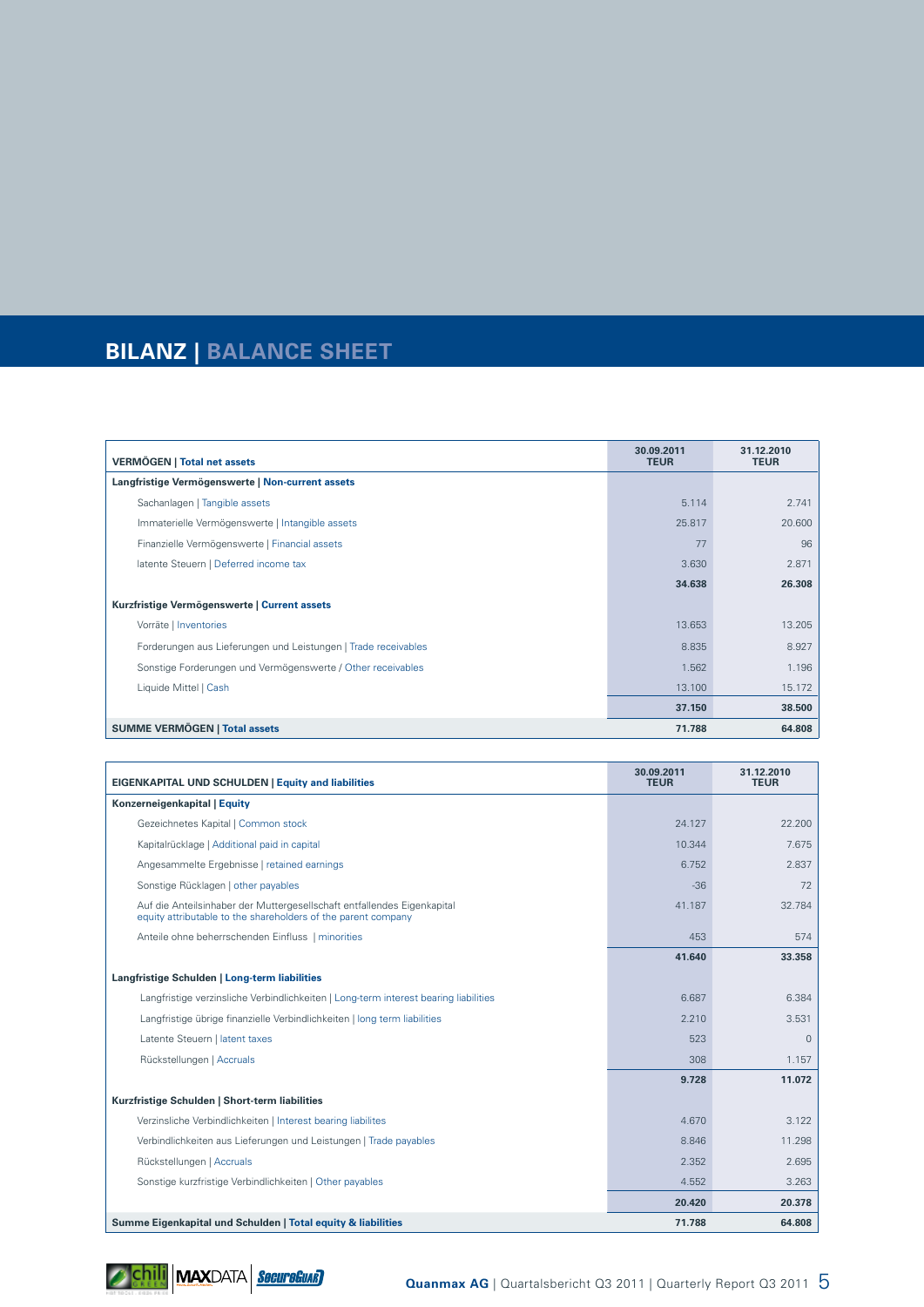# BILANZ | BALANCE SHEET

| VERMÖGEN \| Total net assets | 30.09.2011 TEUR | 31.12.2010 TEUR |
|---|---|---|
| **Langfristige Vermögenswerte \| Non-current assets** | | |
| Sachanlagen \| Tangible assets | 5.114 | 2.741 |
| Immaterielle Vermögenswerte \| Intangible assets | 25.817 | 20.600 |
| Finanzielle Vermögenswerte \| Financial assets | 77 | 96 |
| latente Steuern \| Deferred income tax | 3.630 | 2.871 |
| | **34.638** | **26.308** |
| **Kurzfristige Vermögenswerte \| Current assets** | | |
| Vorräte \| Inventories | 13.653 | 13.205 |
| Forderungen aus Lieferungen und Leistungen \| Trade receivables | 8.835 | 8.927 |
| Sonstige Forderungen und Vermögenswerte / Other receivables | 1.562 | 1.196 |
| Liquide Mittel \| Cash | 13.100 | 15.172 |
| | **37.150** | **38.500** |
| **SUMME VERMÖGEN \| Total assets** | **71.788** | **64.808** |

| EIGENKAPITAL UND SCHULDEN \| Equity and liabilities | 30.09.2011 TEUR | 31.12.2010 TEUR |
|---|---|---|
| **Konzerneigenkapital \| Equity** | | |
| Gezeichnetes Kapital \| Common stock | 24.127 | 22.200 |
| Kapitalrücklage \| Additional paid in capital | 10.344 | 7.675 |
| Angesammelte Ergebnisse \| retained earnings | 6.752 | 2.837 |
| Sonstige Rücklagen \| other payables | -36 | 72 |
| Auf die Anteilsinhaber der Muttergesellschaft entfallendes Eigenkapital equity attributable to the shareholders of the parent company | 41.187 | 32.784 |
| Anteile ohne beherrschenden Einfluss \| minorities | 453 | 574 |
| | **41.640** | **33.358** |
| **Langfristige Schulden \| Long-term liabilities** | | |
| Langfristige verzinsliche Verbindlichkeiten \| Long-term interest bearing liabilities | 6.687 | 6.384 |
| Langfristige übrige finanzielle Verbindlichkeiten \| long term liabilities | 2.210 | 3.531 |
| Latente Steuern \| latent taxes | 523 | 0 |
| Rückstellungen \| Accruals | 308 | 1.157 |
| | **9.728** | **11.072** |
| **Kurzfristige Schulden \| Short-term liabilities** | | |
| Verzinsliche Verbindlichkeiten \| Interest bearing liabilites | 4.670 | 3.122 |
| Verbindlichkeiten aus Lieferungen und Leistungen \| Trade payables | 8.846 | 11.298 |
| Rückstellungen \| Accruals | 2.352 | 2.695 |
| Sonstige kurzfristige Verbindlichkeiten \| Other payables | 4.552 | 3.263 |
| | **20.420** | **20.378** |
| **Summe Eigenkapital und Schulden \| Total equity & liabilities** | **71.788** | **64.808** |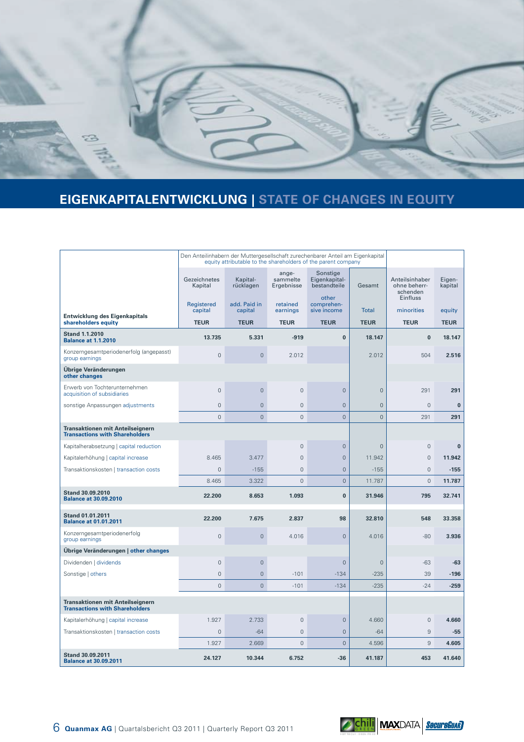## EIGENKAPITALENTWICKLUNG | STATE OF CHANGES IN EQUITY

| Entwicklung des Eigenkapitals<br>shareholders equity | Den Anteilinhabern der Muttergesellschaft zurechenbarer Anteil am Eigenkapital<br>equity attributable to the shareholders of the parent company | | | | | | |
|---|---|---|---|---|---|---|---|
| | Gezeichnetes Kapital<br>Registered capital | Kapital-rücklagen<br>add. Paid in capital | ange-sammelte Ergebnisse<br>retained earnings | Sonstige Eigenkapital-bestandteile<br>other comprehen-sive income | Gesamt<br>Total | Anteilsinhaber ohne beherr-schenden Einfluss<br>minorities | Eigen-kapital<br>equity |
| | TEUR | TEUR | TEUR | TEUR | TEUR | TEUR | TEUR |
| **Stand 1.1.2010**<br>**Balance at 1.1.2010** | **13.735** | **5.331** | **-919** | **0** | **18.147** | **0** | **18.147** |
| Konzerngesamtperiodenerfolg (angepasst)<br>group earnings | 0 | 0 | 2.012 | | 2.012 | 504 | **2.516** |
| **Übrige Veränderungen**<br>**other changes** | | | | | | | |
| Erwerb von Tochterunternehmen<br>acquisition of subsidiaries | 0 | 0 | 0 | 0 | 0 | 291 | **291** |
| sonstige Anpassungen adjustments | 0 | 0 | 0 | 0 | 0 | 0 | **0** |
| | 0 | 0 | 0 | 0 | 0 | 291 | **291** |
| **Transaktionen mit Anteilseignern**<br>**Transactions with Shareholders** | | | | | | | |
| Kapitalherabsetzung \| capital reduction | | | 0 | 0 | 0 | 0 | **0** |
| Kapitalerhöhung \| capital increase | 8.465 | 3.477 | 0 | 0 | 11.942 | 0 | **11.942** |
| Transaktionskosten \| transaction costs | 0 | -155 | 0 | 0 | -155 | 0 | **-155** |
| | 8.465 | 3.322 | 0 | 0 | 11.787 | 0 | **11.787** |
| **Stand 30.09.2010**<br>**Balance at 30.09.2010** | **22.200** | **8.653** | **1.093** | **0** | **31.946** | **795** | **32.741** |
| **Stand 01.01.2011**<br>**Balance at 01.01.2011** | **22.200** | **7.675** | **2.837** | **98** | **32.810** | **548** | **33.358** |
| Konzerngesamtperiodenerfolg<br>group earnings | 0 | 0 | 4.016 | 0 | 4.016 | -80 | **3.936** |
| **Übrige Veränderungen \| other changes** | | | | | | | |
| Dividenden \| dividends | 0 | 0 | | 0 | 0 | -63 | **-63** |
| Sonstige \| others | 0 | 0 | -101 | -134 | -235 | 39 | **-196** |
| | 0 | 0 | -101 | -134 | -235 | -24 | **-259** |
| **Transaktionen mit Anteilseignern**<br>**Transactions with Shareholders** | | | | | | | |
| Kapitalerhöhung \| capital increase | 1.927 | 2.733 | 0 | 0 | 4.660 | 0 | **4.660** |
| Transaktionskosten \| transaction costs | 0 | -64 | 0 | 0 | -64 | 9 | **-55** |
| | 1.927 | 2.669 | 0 | 0 | 4.596 | 9 | **4.605** |
| **Stand 30.09.2011**<br>**Balance at 30.09.2011** | **24.127** | **10.344** | **6.752** | **-36** | **41.187** | **453** | **41.640** |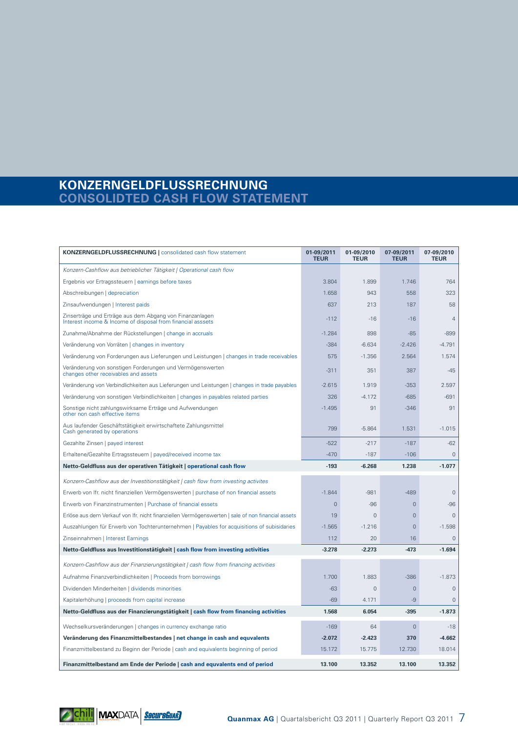# KONZERNGELDFLUSSRECHNUNG
# CONSOLIDTED CASH FLOW STATEMENT

| **KONZERNGELDFLUSSRECHNUNG \|** consolidated cash flow statement | **01-09/2011 TEUR** | **01-09/2010 TEUR** | **07-09/2011 TEUR** | **07-09/2010 TEUR** |
|---|---|---|---|---|
| *Konzern-Cashflow aus betrieblicher Tätigkeit \| Operational cash flow* | | | | |
| Ergebnis vor Ertragssteuern \| earnings before taxes | 3.804 | 1.899 | 1.746 | 764 |
| Abschreibungen \| depreciation | 1.658 | 943 | 558 | 323 |
| Zinsaufwendungen \| Interest paids | 637 | 213 | 187 | 58 |
| Zinserträge und Erträge aus dem Abgang von Finanzanlagen Interest income & Income of disposal from financial asssets | -112 | -16 | -16 | 4 |
| Zunahme/Abnahme der Rückstellungen \| change in accruals | -1.284 | 898 | -85 | -899 |
| Veränderung von Vorräten \| changes in inventory | -384 | -6.634 | -2.426 | -4.791 |
| Veränderung von Forderungen aus Lieferungen und Leistungen \| changes in trade receivables | 575 | -1.356 | 2.564 | 1.574 |
| Veränderung von sonstigen Forderungen und Vermögenswerten changes other receivables and assets | -311 | 351 | 387 | -45 |
| Veränderung von Verbindlichkeiten aus Lieferungen und Leistungen \| changes in trade payables | -2.615 | 1.919 | -353 | 2.597 |
| Veränderung von sonstigen Verbindlichkeiten \| changes in payables related parties | 326 | -4.172 | -685 | -691 |
| Sonstige nicht zahlungswirksame Erträge und Aufwendungen other non cash effective items | -1.495 | 91 | -346 | 91 |
| Aus laufender Geschäftstätigkeit erwirtschaftete Zahlungsmittel Cash generated by operations | 799 | -5.864 | 1.531 | -1.015 |
| Gezahlte Zinsen \| payed interest | -522 | -217 | -187 | -62 |
| Erhaltene/Gezahlte Ertragssteuern \| payed/received income tax | -470 | -187 | -106 | 0 |
| **Netto-Geldfluss aus der operativen Tätigkeit \| operational cash flow** | **-193** | **-6.268** | **1.238** | **-1.077** |
| *Konzern-Cashflow aus der Investitionstätigkeit \| cash flow from investing activites* | | | | |
| Erwerb von lfr. nicht finanziellen Vermögenswerten \| purchase of non financial assets | -1.844 | -981 | -489 | 0 |
| Erwerb von Finanzinstrumenten \| Purchase of financial essets | 0 | -96 | 0 | -96 |
| Erlöse aus dem Verkauf von lfr. nicht finanziellen Vermögenswerten \| sale of non financial assets | 19 | 0 | 0 | 0 |
| Auszahlungen für Erwerb von Tochterunternehmen \| Payables for acquisitions of subisidaries | -1.565 | -1.216 | 0 | -1.598 |
| Zinseinnahmen \| Interest Earnings | 112 | 20 | 16 | 0 |
| **Netto-Geldfluss aus Investitionstätigkeit \| cash flow from investing activities** | **-3.278** | **-2.273** | **-473** | **-1.694** |
| *Konzern-Cashflow aus der Finanzierungstätigkeit \| cash flow from financing activities* | | | | |
| Aufnahme Finanzverbindlichkeiten \| Proceeds from borrowings | 1.700 | 1.883 | -386 | -1.873 |
| Dividenden Minderheiten \| dividends minorities | -63 | 0 | 0 | 0 |
| Kapitalerhöhung \| proceeds from capital increase | -69 | 4.171 | -9 | 0 |
| **Netto-Geldfluss aus der Finanzierungstätigkeit \| cash flow from financing activities** | **1.568** | **6.054** | **-395** | **-1.873** |
| Wechselkursveränderungen \| changes in currency exchange ratio | -169 | 64 | 0 | -18 |
| **Veränderung des Finanzmittelbestandes \| net change in cash and equvalents** | **-2.072** | **-2.423** | **370** | **-4.662** |
| Finanzmittelbestand zu Beginn der Periode \| cash and equivalents beginning of period | 15.172 | 15.775 | 12.730 | 18.014 |
| **Finanzmittelbestand am Ende der Periode \| cash and equvalents end of period** | **13.100** | **13.352** | **13.100** | **13.352** |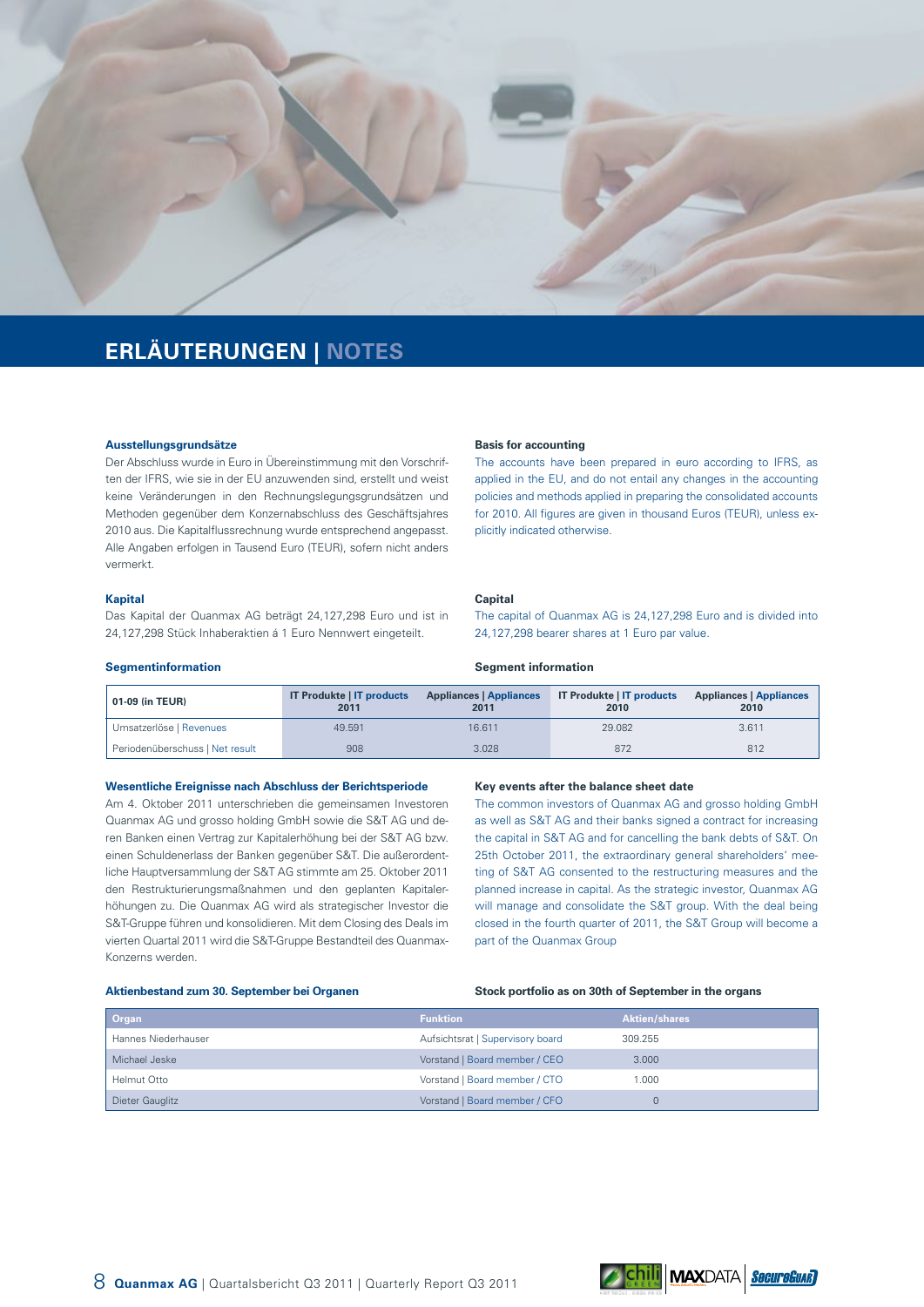# ERLÄUTERUNGEN | NOTES

### Ausstellungsgrundsätze

Der Abschluss wurde in Euro in Übereinstimmung mit den Vorschriften der IFRS, wie sie in der EU anzuwenden sind, erstellt und weist keine Veränderungen in den Rechnungslegungsgrundsätzen und Methoden gegenüber dem Konzernabschluss des Geschäftsjahres 2010 aus. Die Kapitalflussrechnung wurde entsprechend angepasst. Alle Angaben erfolgen in Tausend Euro (TEUR), sofern nicht anders vermerkt.

### Basis for accounting

The accounts have been prepared in euro according to IFRS, as applied in the EU, and do not entail any changes in the accounting policies and methods applied in preparing the consolidated accounts for 2010. All figures are given in thousand Euros (TEUR), unless explicitly indicated otherwise.

### Kapital

Das Kapital der Quanmax AG beträgt 24,127,298 Euro und ist in 24,127,298 Stück Inhaberaktien á 1 Euro Nennwert eingeteilt.

### Capital

The capital of Quanmax AG is 24,127,298 Euro and is divided into 24,127,298 bearer shares at 1 Euro par value.

### Segmentinformation | Segment information

| 01-09 (in TEUR) | IT Produkte \| IT products 2011 | Appliances \| Appliances 2011 | IT Produkte \| IT products 2010 | Appliances \| Appliances 2010 |
|---|---|---|---|---|
| Umsatzerlöse \| Revenues | 49.591 | 16.611 | 29.082 | 3.611 |
| Periodenüberschuss \| Net result | 908 | 3.028 | 872 | 812 |

### Wesentliche Ereignisse nach Abschluss der Berichtsperiode

Am 4. Oktober 2011 unterschrieben die gemeinsamen Investoren Quanmax AG und grosso holding GmbH sowie die S&T AG und deren Banken einen Vertrag zur Kapitalerhöhung bei der S&T AG bzw. einen Schuldenerlass der Banken gegenüber S&T. Die außerordentliche Hauptversammlung der S&T AG stimmte am 25. Oktober 2011 den Restrukturierungsmaßnahmen und den geplanten Kapitalerhöhungen zu. Die Quanmax AG wird als strategischer Investor die S&T-Gruppe führen und konsolidieren. Mit dem Closing des Deals im vierten Quartal 2011 wird die S&T-Gruppe Bestandteil des Quanmax-Konzerns werden.

### Key events after the balance sheet date

The common investors of Quanmax AG and grosso holding GmbH as well as S&T AG and their banks signed a contract for increasing the capital in S&T AG and for cancelling the bank debts of S&T. On 25th October 2011, the extraordinary general shareholders' meeting of S&T AG consented to the restructuring measures and the planned increase in capital. As the strategic investor, Quanmax AG will manage and consolidate the S&T group. With the deal being closed in the fourth quarter of 2011, the S&T Group will become a part of the Quanmax Group

### Aktienbestand zum 30. September bei Organen | Stock portfolio as on 30th of September in the organs

| Organ | Funktion | Aktien/shares |
|---|---|---|
| Hannes Niederhauser | Aufsichtsrat \| Supervisory board | 309.255 |
| Michael Jeske | Vorstand \| Board member / CEO | 3.000 |
| Helmut Otto | Vorstand \| Board member / CTO | 1.000 |
| Dieter Gauglitz | Vorstand \| Board member / CFO | 0 |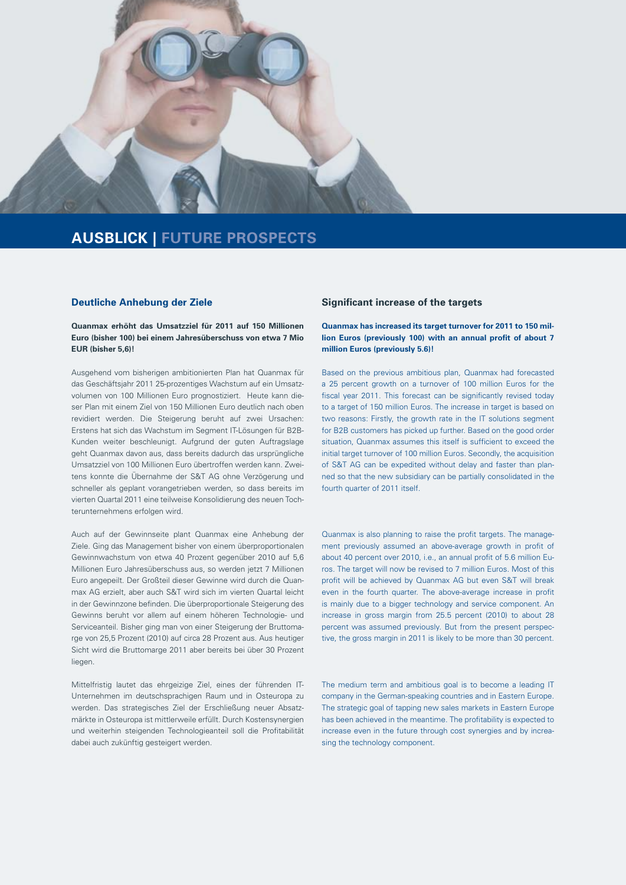# AUSBLICK | FUTURE PROSPECTS

## Deutliche Anhebung der Ziele

**Quanmax erhöht das Umsatzziel für 2011 auf 150 Millionen Euro (bisher 100) bei einem Jahresüberschuss von etwa 7 Mio EUR (bisher 5,6)!**

Ausgehend vom bisherigen ambitionierten Plan hat Quanmax für das Geschäftsjahr 2011 25-prozentiges Wachstum auf ein Umsatzvolumen von 100 Millionen Euro prognostiziert. Heute kann dieser Plan mit einem Ziel von 150 Millionen Euro deutlich nach oben revidiert werden. Die Steigerung beruht auf zwei Ursachen: Erstens hat sich das Wachstum im Segment IT-Lösungen für B2B-Kunden weiter beschleunigt. Aufgrund der guten Auftragslage geht Quanmax davon aus, dass bereits dadurch das ursprüngliche Umsatzziel von 100 Millionen Euro übertroffen werden kann. Zweitens konnte die Übernahme der S&T AG ohne Verzögerung und schneller als geplant vorangetrieben werden, so dass bereits im vierten Quartal 2011 eine teilweise Konsolidierung des neuen Tochterunternehmens erfolgen wird.

Auch auf der Gewinnseite plant Quanmax eine Anhebung der Ziele. Ging das Management bisher von einem überproportionalen Gewinnwachstum von etwa 40 Prozent gegenüber 2010 auf 5,6 Millionen Euro Jahresüberschuss aus, so werden jetzt 7 Millionen Euro angepeilt. Der Großteil dieser Gewinne wird durch die Quanmax AG erzielt, aber auch S&T wird sich im vierten Quartal leicht in der Gewinnzone befinden. Die überproportionale Steigerung des Gewinns beruht vor allem auf einem höheren Technologie- und Serviceanteil. Bisher ging man von einer Steigerung der Bruttomarge von 25,5 Prozent (2010) auf circa 28 Prozent aus. Aus heutiger Sicht wird die Bruttomarge 2011 aber bereits bei über 30 Prozent liegen.

Mittelfristig lautet das ehrgeizige Ziel, eines der führenden IT-Unternehmen im deutschsprachigen Raum und in Osteuropa zu werden. Das strategisches Ziel der Erschließung neuer Absatzmärkte in Osteuropa ist mittlerweile erfüllt. Durch Kostensynergien und weiterhin steigenden Technologieanteil soll die Profitabilität dabei auch zukünftig gesteigert werden.

## Significant increase of the targets

**Quanmax has increased its target turnover for 2011 to 150 million Euros (previously 100) with an annual profit of about 7 million Euros (previously 5.6)!**

Based on the previous ambitious plan, Quanmax had forecasted a 25 percent growth on a turnover of 100 million Euros for the fiscal year 2011. This forecast can be significantly revised today to a target of 150 million Euros. The increase in target is based on two reasons: Firstly, the growth rate in the IT solutions segment for B2B customers has picked up further. Based on the good order situation, Quanmax assumes this itself is sufficient to exceed the initial target turnover of 100 million Euros. Secondly, the acquisition of S&T AG can be expedited without delay and faster than planned so that the new subsidiary can be partially consolidated in the fourth quarter of 2011 itself.

Quanmax is also planning to raise the profit targets. The management previously assumed an above-average growth in profit of about 40 percent over 2010, i.e., an annual profit of 5.6 million Euros. The target will now be revised to 7 million Euros. Most of this profit will be achieved by Quanmax AG but even S&T will break even in the fourth quarter. The above-average increase in profit is mainly due to a bigger technology and service component. An increase in gross margin from 25.5 percent (2010) to about 28 percent was assumed previously. But from the present perspective, the gross margin in 2011 is likely to be more than 30 percent.

The medium term and ambitious goal is to become a leading IT company in the German-speaking countries and in Eastern Europe. The strategic goal of tapping new sales markets in Eastern Europe has been achieved in the meantime. The profitability is expected to increase even in the future through cost synergies and by increasing the technology component.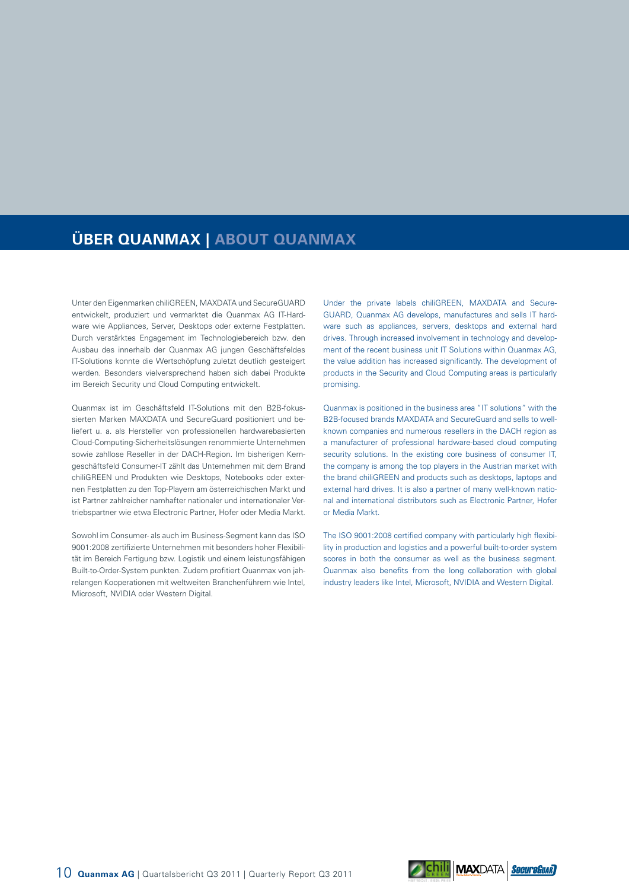# ÜBER QUANMAX | ABOUT QUANMAX

Unter den Eigenmarken chiliGREEN, MAXDATA und SecureGUARD entwickelt, produziert und vermarktet die Quanmax AG IT-Hardware wie Appliances, Server, Desktops oder externe Festplatten. Durch verstärktes Engagement im Technologiebereich bzw. den Ausbau des innerhalb der Quanmax AG jungen Geschäftsfeldes IT-Solutions konnte die Wertschöpfung zuletzt deutlich gesteigert werden. Besonders vielversprechend haben sich dabei Produkte im Bereich Security und Cloud Computing entwickelt.

Quanmax ist im Geschäftsfeld IT-Solutions mit den B2B-fokussierten Marken MAXDATA und SecureGuard positioniert und beliefert u. a. als Hersteller von professionellen hardwarebasierten Cloud-Computing-Sicherheitslösungen renommierte Unternehmen sowie zahllose Reseller in der DACH-Region. Im bisherigen Kerngeschäftsfeld Consumer-IT zählt das Unternehmen mit dem Brand chiliGREEN und Produkten wie Desktops, Notebooks oder externen Festplatten zu den Top-Playern am österreichischen Markt und ist Partner zahlreicher namhafter nationaler und internationaler Vertriebspartner wie etwa Electronic Partner, Hofer oder Media Markt.

Sowohl im Consumer- als auch im Business-Segment kann das ISO 9001:2008 zertifizierte Unternehmen mit besonders hoher Flexibilität im Bereich Fertigung bzw. Logistik und einem leistungsfähigen Built-to-Order-System punkten. Zudem profitiert Quanmax von jahrelangen Kooperationen mit weltweiten Branchenführern wie Intel, Microsoft, NVIDIA oder Western Digital.

Under the private labels chiliGREEN, MAXDATA and SecureGUARD, Quanmax AG develops, manufactures and sells IT hardware such as appliances, servers, desktops and external hard drives. Through increased involvement in technology and development of the recent business unit IT Solutions within Quanmax AG, the value addition has increased significantly. The development of products in the Security and Cloud Computing areas is particularly promising.

Quanmax is positioned in the business area "IT solutions" with the B2B-focused brands MAXDATA and SecureGuard and sells to well-known companies and numerous resellers in the DACH region as a manufacturer of professional hardware-based cloud computing security solutions. In the existing core business of consumer IT, the company is among the top players in the Austrian market with the brand chiliGREEN and products such as desktops, laptops and external hard drives. It is also a partner of many well-known national and international distributors such as Electronic Partner, Hofer or Media Markt.

The ISO 9001:2008 certified company with particularly high flexibility in production and logistics and a powerful built-to-order system scores in both the consumer as well as the business segment. Quanmax also benefits from the long collaboration with global industry leaders like Intel, Microsoft, NVIDIA and Western Digital.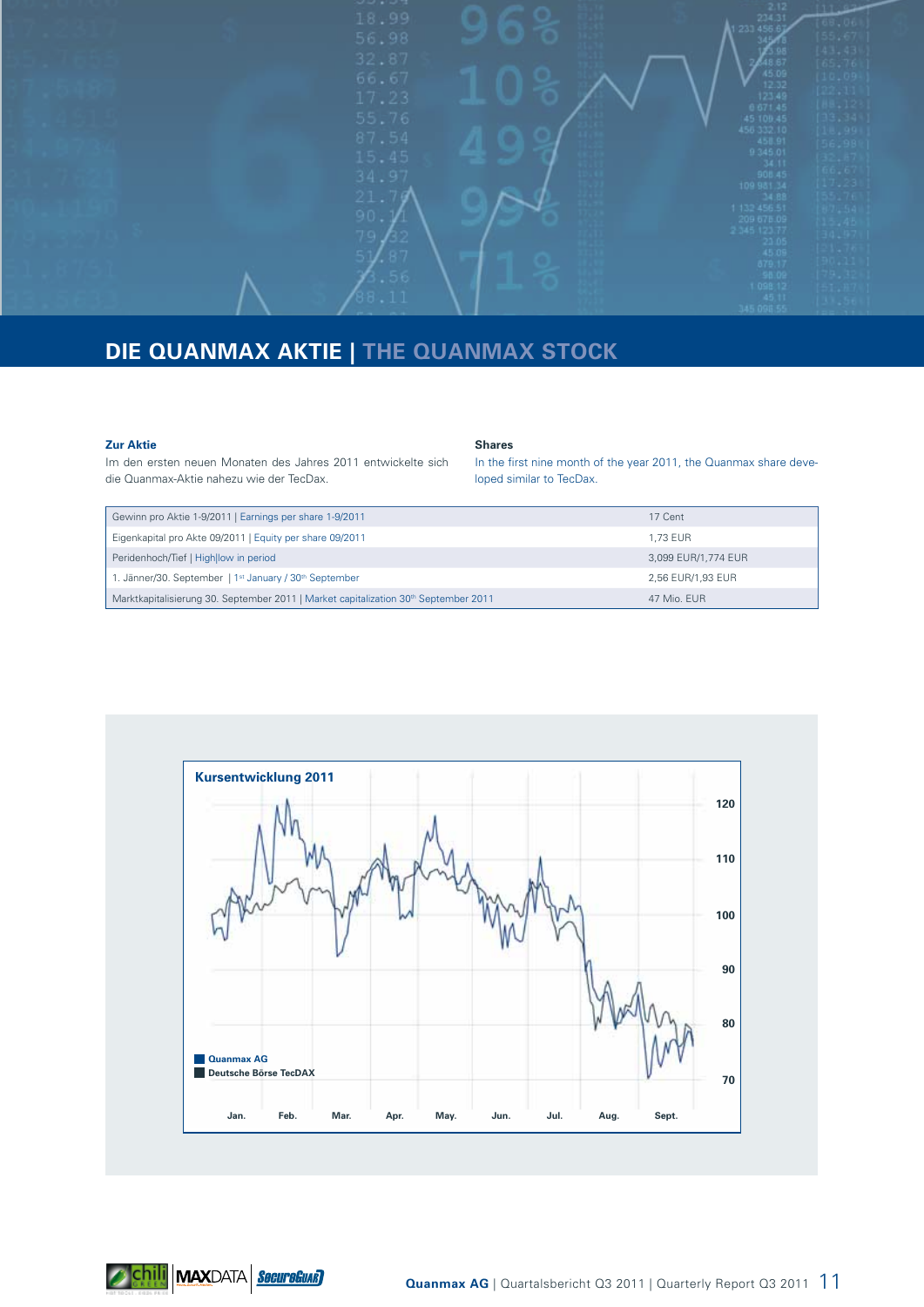# DIE QUANMAX AKTIE | THE QUANMAX STOCK

**Zur Aktie**

Im den ersten neuen Monaten des Jahres 2011 entwickelte sich die Quanmax-Aktie nahezu wie der TecDax.

**Shares**

In the first nine month of the year 2011, the Quanmax share developed similar to TecDax.

| | |
|---|---|
| Gewinn pro Aktie 1-9/2011 \| Earnings per share 1-9/2011 | 17 Cent |
| Eigenkapital pro Akte 09/2011 \| Equity per share 09/2011 | 1,73 EUR |
| Peridenhoch/Tief \| High\|low in period | 3,099 EUR/1,774 EUR |
| 1. Jänner/30. September \| 1st January / 30th September | 2,56 EUR/1,93 EUR |
| Marktkapitalisierung 30. September 2011 \| Market capitalization 30th September 2011 | 47 Mio. EUR |

**Kursentwicklung 2011**

Quanmax AG
Deutsche Börse TecDAX

120, 110, 100, 90, 80, 70

Jan. Feb. Mar. Apr. May. Jun. Jul. Aug. Sept.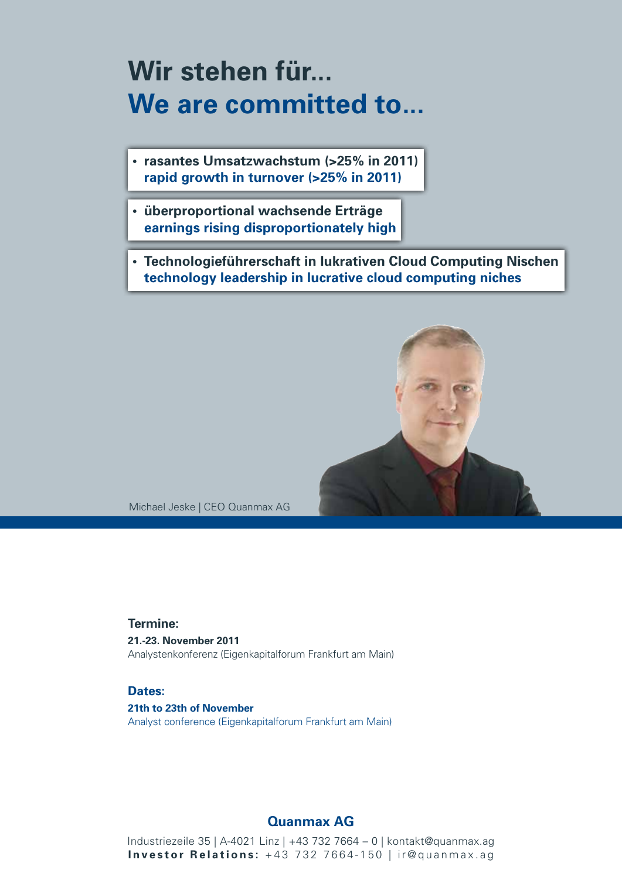# Wir stehen für...
# We are committed to...

- **rasantes Umsatzwachstum (>25% in 2011)**
  **rapid growth in turnover (>25% in 2011)**

- **überproportional wachsende Erträge**
  **earnings rising disproportionately high**

- **Technologieführerschaft in lukrativen Cloud Computing Nischen**
  **technology leadership in lucrative cloud computing niches**

Michael Jeske | CEO Quanmax AG

**Termine:**

**21.-23. November 2011**
Analystenkonferenz (Eigenkapitalforum Frankfurt am Main)

**Dates:**

**21th to 23th of November**
Analyst conference (Eigenkapitalforum Frankfurt am Main)

**Quanmax AG**

Industriezeile 35 | A-4021 Linz | +43 732 7664 – 0 | kontakt@quanmax.ag
**Investor Relations:** +43 732 7664-150 | ir@quanmax.ag